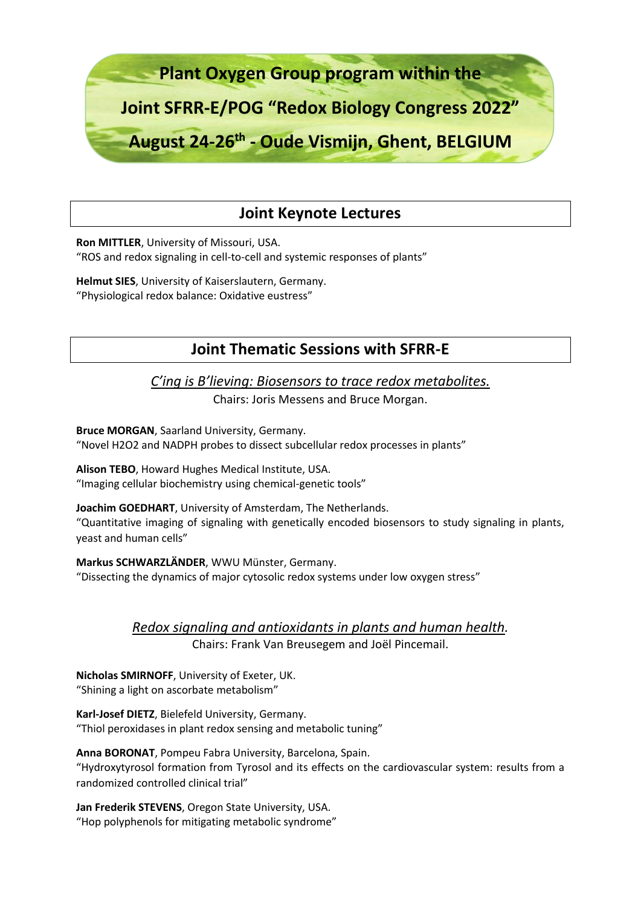# Plant Oxygen Group program within the Joint SFRR-E/POG "Redox Biology Congress 2022" August 24-26th - Oude Vismijn, Ghent, BELGIUM

## Joint Keynote Lectures

**Ron MITTLER**, University of Missouri, USA.
"ROS and redox signaling in cell-to-cell and systemic responses of plants"

**Helmut SIES**, University of Kaiserslautern, Germany.
"Physiological redox balance: Oxidative eustress"

## Joint Thematic Sessions with SFRR-E

### *C'ing is B'lieving: Biosensors to trace redox metabolites.*

Chairs: Joris Messens and Bruce Morgan.

**Bruce MORGAN**, Saarland University, Germany.
"Novel H2O2 and NADPH probes to dissect subcellular redox processes in plants"

**Alison TEBO**, Howard Hughes Medical Institute, USA.
"Imaging cellular biochemistry using chemical-genetic tools"

**Joachim GOEDHART**, University of Amsterdam, The Netherlands.
"Quantitative imaging of signaling with genetically encoded biosensors to study signaling in plants, yeast and human cells"

**Markus SCHWARZLÄNDER**, WWU Münster, Germany.
"Dissecting the dynamics of major cytosolic redox systems under low oxygen stress"

### *Redox signaling and antioxidants in plants and human health.*

Chairs: Frank Van Breusegem and Joël Pincemail.

**Nicholas SMIRNOFF**, University of Exeter, UK.
"Shining a light on ascorbate metabolism"

**Karl-Josef DIETZ**, Bielefeld University, Germany.
"Thiol peroxidases in plant redox sensing and metabolic tuning"

**Anna BORONAT**, Pompeu Fabra University, Barcelona, Spain.
"Hydroxytyrosol formation from Tyrosol and its effects on the cardiovascular system: results from a randomized controlled clinical trial"

**Jan Frederik STEVENS**, Oregon State University, USA.
"Hop polyphenols for mitigating metabolic syndrome"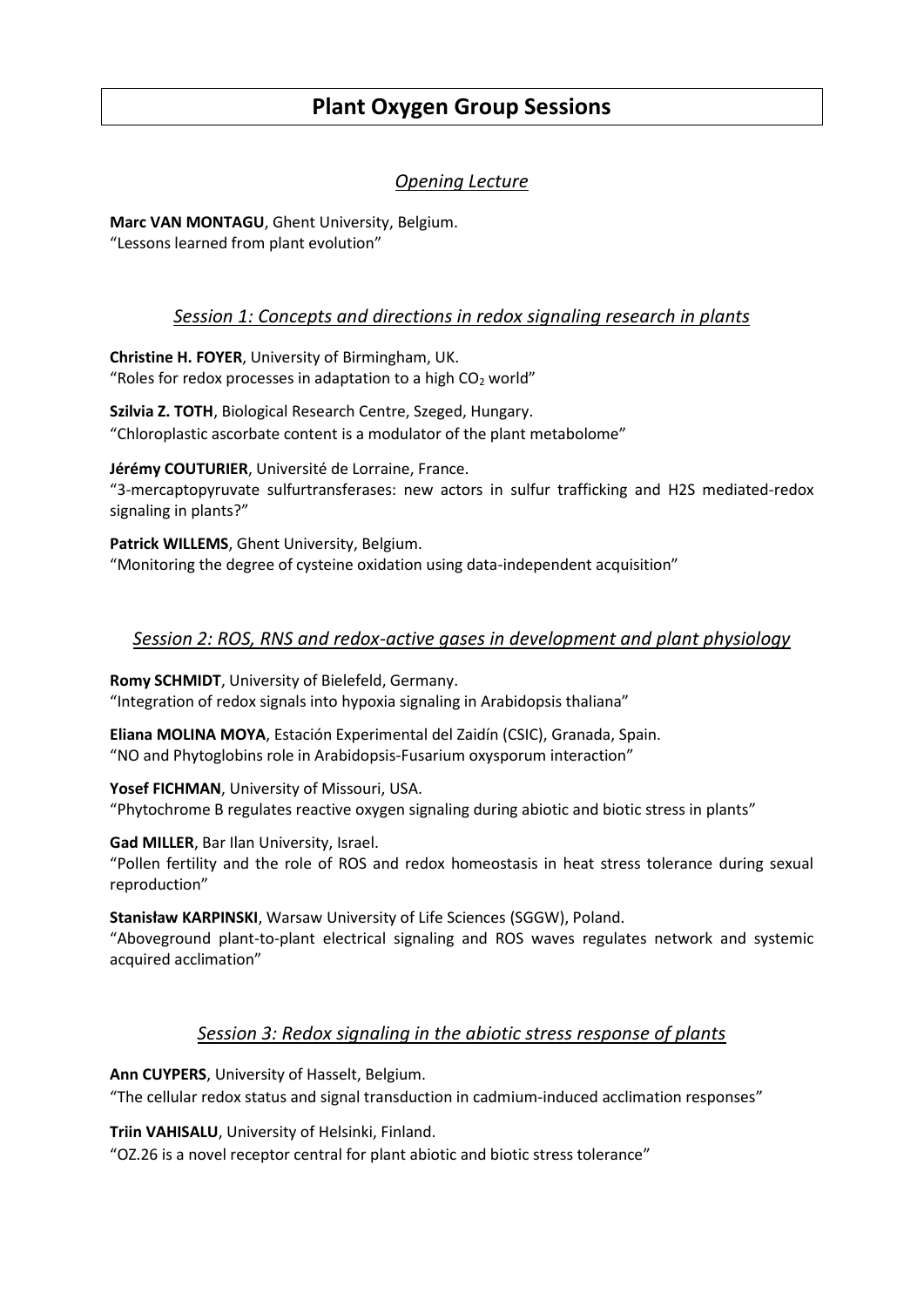# Plant Oxygen Group Sessions

## *Opening Lecture*

**Marc VAN MONTAGU**, Ghent University, Belgium.
"Lessons learned from plant evolution"

## *Session 1: Concepts and directions in redox signaling research in plants*

**Christine H. FOYER**, University of Birmingham, UK.
"Roles for redox processes in adaptation to a high $CO_2$ world"

**Szilvia Z. TOTH**, Biological Research Centre, Szeged, Hungary.
"Chloroplastic ascorbate content is a modulator of the plant metabolome"

**Jérémy COUTURIER**, Université de Lorraine, France.
"3-mercaptopyruvate sulfurtransferases: new actors in sulfur trafficking and H2S mediated-redox signaling in plants?"

**Patrick WILLEMS**, Ghent University, Belgium.
"Monitoring the degree of cysteine oxidation using data-independent acquisition"

## *Session 2: ROS, RNS and redox-active gases in development and plant physiology*

**Romy SCHMIDT**, University of Bielefeld, Germany.
"Integration of redox signals into hypoxia signaling in Arabidopsis thaliana"

**Eliana MOLINA MOYA**, Estación Experimental del Zaidín (CSIC), Granada, Spain.
"NO and Phytoglobins role in Arabidopsis-Fusarium oxysporum interaction"

**Yosef FICHMAN**, University of Missouri, USA.
"Phytochrome B regulates reactive oxygen signaling during abiotic and biotic stress in plants"

**Gad MILLER**, Bar Ilan University, Israel.
"Pollen fertility and the role of ROS and redox homeostasis in heat stress tolerance during sexual reproduction"

**Stanisław KARPINSKI**, Warsaw University of Life Sciences (SGGW), Poland.
"Aboveground plant-to-plant electrical signaling and ROS waves regulates network and systemic acquired acclimation"

## *Session 3: Redox signaling in the abiotic stress response of plants*

**Ann CUYPERS**, University of Hasselt, Belgium.
"The cellular redox status and signal transduction in cadmium-induced acclimation responses"

**Triin VAHISALU**, University of Helsinki, Finland.
"OZ.26 is a novel receptor central for plant abiotic and biotic stress tolerance"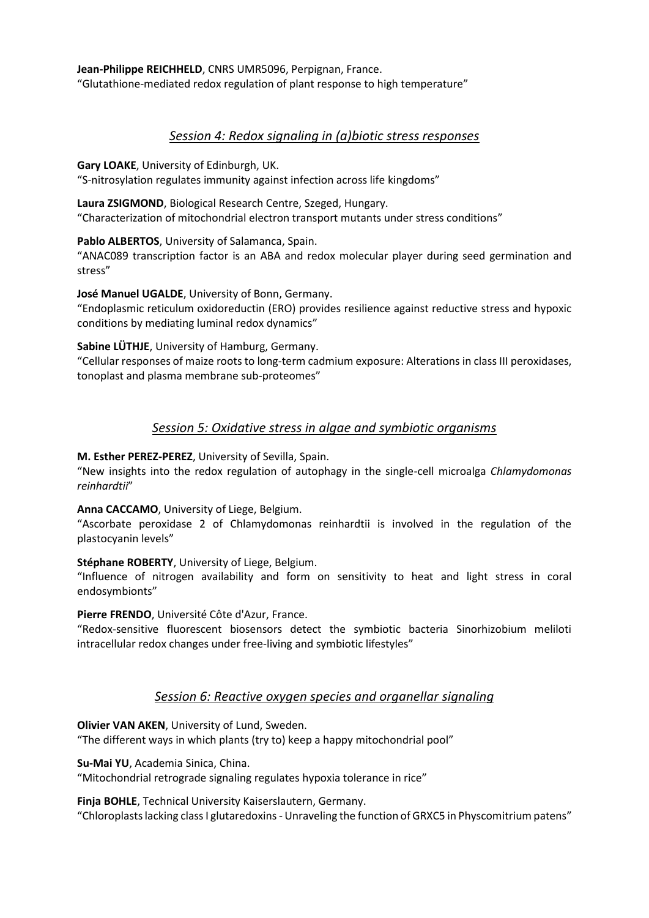**Jean-Philippe REICHHELD**, CNRS UMR5096, Perpignan, France.
"Glutathione-mediated redox regulation of plant response to high temperature"

## *Session 4: Redox signaling in (a)biotic stress responses*

**Gary LOAKE**, University of Edinburgh, UK.
"S-nitrosylation regulates immunity against infection across life kingdoms"

**Laura ZSIGMOND**, Biological Research Centre, Szeged, Hungary.
"Characterization of mitochondrial electron transport mutants under stress conditions"

**Pablo ALBERTOS**, University of Salamanca, Spain.
"ANAC089 transcription factor is an ABA and redox molecular player during seed germination and stress"

**José Manuel UGALDE**, University of Bonn, Germany.
"Endoplasmic reticulum oxidoreductin (ERO) provides resilience against reductive stress and hypoxic conditions by mediating luminal redox dynamics"

**Sabine LÜTHJE**, University of Hamburg, Germany.
"Cellular responses of maize roots to long-term cadmium exposure: Alterations in class III peroxidases, tonoplast and plasma membrane sub-proteomes"

## *Session 5: Oxidative stress in algae and symbiotic organisms*

**M. Esther PEREZ-PEREZ**, University of Sevilla, Spain.
"New insights into the redox regulation of autophagy in the single-cell microalga *Chlamydomonas reinhardtii*"

**Anna CACCAMO**, University of Liege, Belgium.
"Ascorbate peroxidase 2 of Chlamydomonas reinhardtii is involved in the regulation of the plastocyanin levels"

**Stéphane ROBERTY**, University of Liege, Belgium.
"Influence of nitrogen availability and form on sensitivity to heat and light stress in coral endosymbionts"

**Pierre FRENDO**, Université Côte d'Azur, France.
"Redox-sensitive fluorescent biosensors detect the symbiotic bacteria Sinorhizobium meliloti intracellular redox changes under free-living and symbiotic lifestyles"

## *Session 6: Reactive oxygen species and organellar signaling*

**Olivier VAN AKEN**, University of Lund, Sweden.
"The different ways in which plants (try to) keep a happy mitochondrial pool"

**Su-Mai YU**, Academia Sinica, China.
"Mitochondrial retrograde signaling regulates hypoxia tolerance in rice"

**Finja BOHLE**, Technical University Kaiserslautern, Germany.
"Chloroplasts lacking class I glutaredoxins - Unraveling the function of GRXC5 in Physcomitrium patens"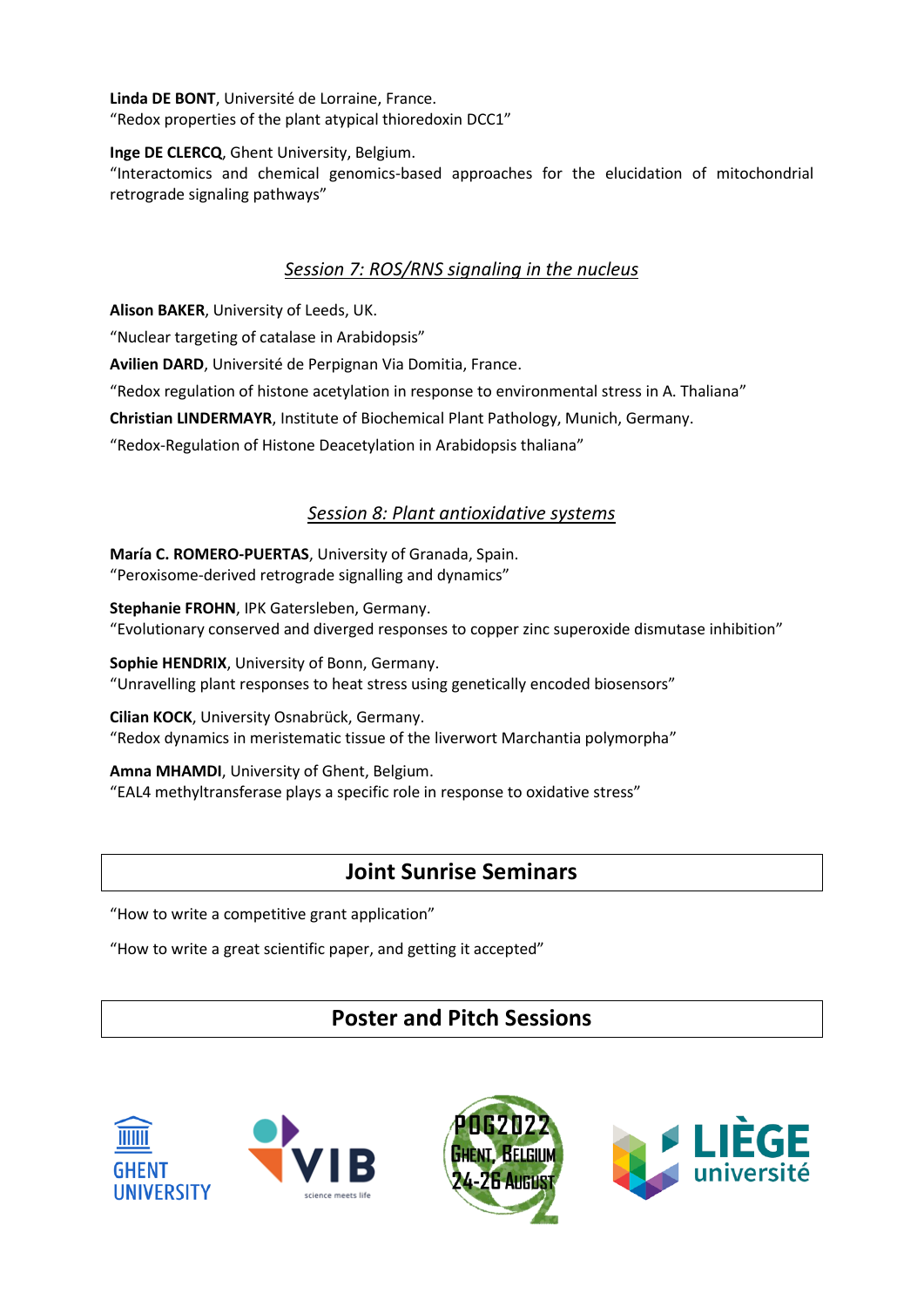**Linda DE BONT**, Université de Lorraine, France.
"Redox properties of the plant atypical thioredoxin DCC1"

**Inge DE CLERCQ**, Ghent University, Belgium.
"Interactomics and chemical genomics-based approaches for the elucidation of mitochondrial retrograde signaling pathways"

### *Session 7: ROS/RNS signaling in the nucleus*

**Alison BAKER**, University of Leeds, UK.
"Nuclear targeting of catalase in Arabidopsis"

**Avilien DARD**, Université de Perpignan Via Domitia, France.
"Redox regulation of histone acetylation in response to environmental stress in A. Thaliana"

**Christian LINDERMAYR**, Institute of Biochemical Plant Pathology, Munich, Germany.
"Redox-Regulation of Histone Deacetylation in Arabidopsis thaliana"

### *Session 8: Plant antioxidative systems*

**María C. ROMERO-PUERTAS**, University of Granada, Spain.
"Peroxisome-derived retrograde signalling and dynamics"

**Stephanie FROHN**, IPK Gatersleben, Germany.
"Evolutionary conserved and diverged responses to copper zinc superoxide dismutase inhibition"

**Sophie HENDRIX**, University of Bonn, Germany.
"Unravelling plant responses to heat stress using genetically encoded biosensors"

**Cilian KOCK**, University Osnabrück, Germany.
"Redox dynamics in meristematic tissue of the liverwort Marchantia polymorpha"

**Amna MHAMDI**, University of Ghent, Belgium.
"EAL4 methyltransferase plays a specific role in response to oxidative stress"

## Joint Sunrise Seminars

"How to write a competitive grant application"

"How to write a great scientific paper, and getting it accepted"

## Poster and Pitch Sessions

GHENT UNIVERSITY

VIB science meets life

POG2022 GHENT, BELGIUM 24-26 AUGUST

LIÈGE université